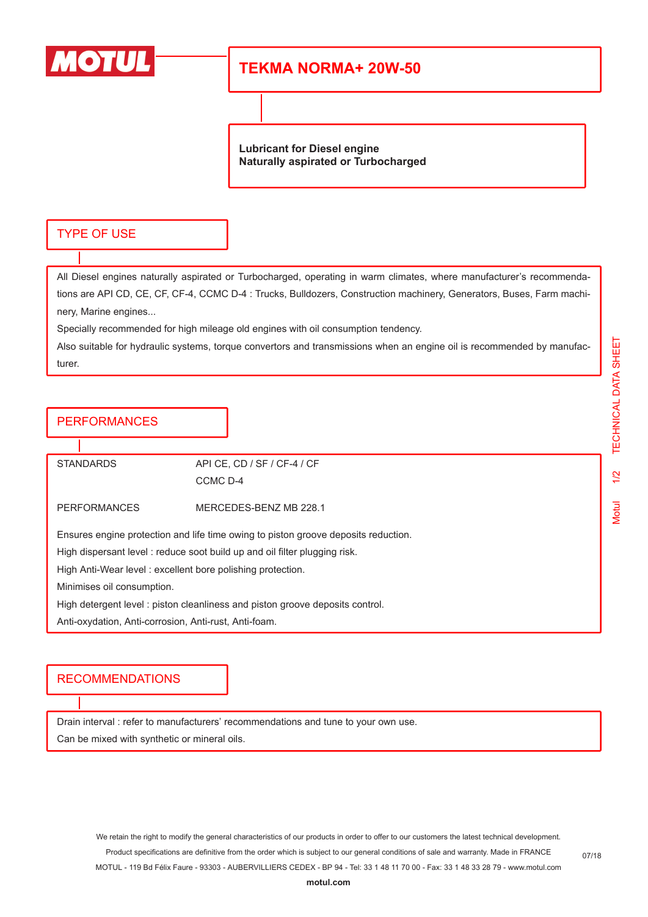MOTUL

# TEKMA NORMA+ 20W-50

**Lubricant for Diesel engine**
**Naturally aspirated or Turbocharged**

## TYPE OF USE

All Diesel engines naturally aspirated or Turbocharged, operating in warm climates, where manufacturer's recommendations are API CD, CE, CF, CF-4, CCMC D-4 : Trucks, Bulldozers, Construction machinery, Generators, Buses, Farm machinery, Marine engines...

Specially recommended for high mileage old engines with oil consumption tendency.

Also suitable for hydraulic systems, torque convertors and transmissions when an engine oil is recommended by manufacturer.

## PERFORMANCES

| | |
|---|---|
| STANDARDS | API CE, CD / SF / CF-4 / CF<br>CCMC D-4 |
| PERFORMANCES | MERCEDES-BENZ MB 228.1 |

Ensures engine protection and life time owing to piston groove deposits reduction.

High dispersant level : reduce soot build up and oil filter plugging risk.

High Anti-Wear level : excellent bore polishing protection.

Minimises oil consumption.

High detergent level : piston cleanliness and piston groove deposits control.

Anti-oxydation, Anti-corrosion, Anti-rust, Anti-foam.

## RECOMMENDATIONS

Drain interval : refer to manufacturers' recommendations and tune to your own use.

Can be mixed with synthetic or mineral oils.

We retain the right to modify the general characteristics of our products in order to offer to our customers the latest technical development.
Product specifications are definitive from the order which is subject to our general conditions of sale and warranty. Made in FRANCE
MOTUL - 119 Bd Félix Faure - 93303 - AUBERVILLIERS CEDEX - BP 94 - Tel: 33 1 48 11 70 00 - Fax: 33 1 48 33 28 79 - www.motul.com

**motul.com**

07/18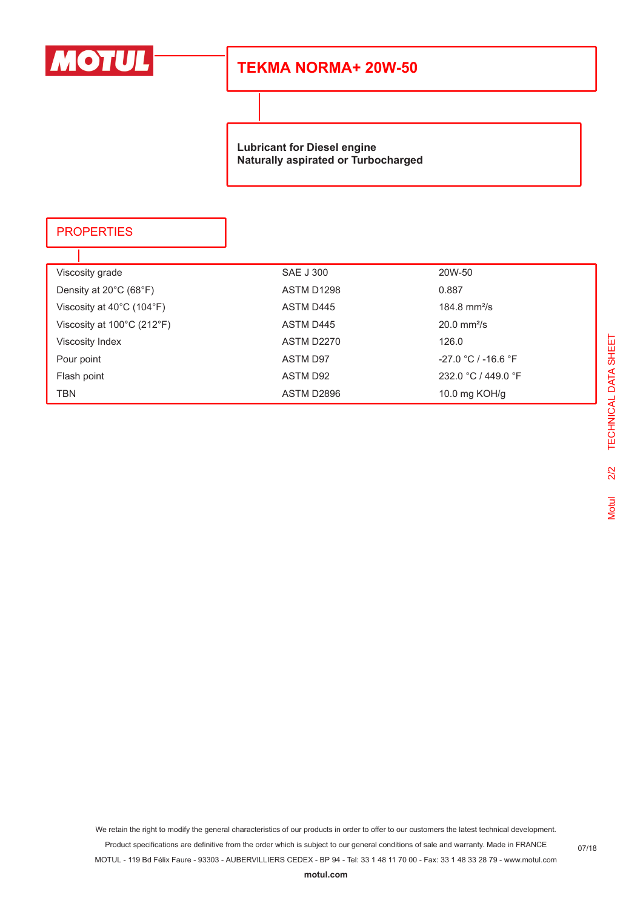# TEKMA NORMA+ 20W-50

**Lubricant for Diesel engine**
**Naturally aspirated or Turbocharged**

## PROPERTIES

| | | |
|---|---|---|
| Viscosity grade | SAE J 300 | 20W-50 |
| Density at 20°C (68°F) | ASTM D1298 | 0.887 |
| Viscosity at 40°C (104°F) | ASTM D445 | 184.8 $mm^2/s$ |
| Viscosity at 100°C (212°F) | ASTM D445 | 20.0 $mm^2/s$ |
| Viscosity Index | ASTM D2270 | 126.0 |
| Pour point | ASTM D97 | -27.0 °C / -16.6 °F |
| Flash point | ASTM D92 | 232.0 °C / 449.0 °F |
| TBN | ASTM D2896 | 10.0 mg KOH/g |

We retain the right to modify the general characteristics of our products in order to offer to our customers the latest technical development.
Product specifications are definitive from the order which is subject to our general conditions of sale and warranty. Made in FRANCE
MOTUL - 119 Bd Félix Faure - 93303 - AUBERVILLIERS CEDEX - BP 94 - Tel: 33 1 48 11 70 00 - Fax: 33 1 48 33 28 79 - www.motul.com

**motul.com**

07/18